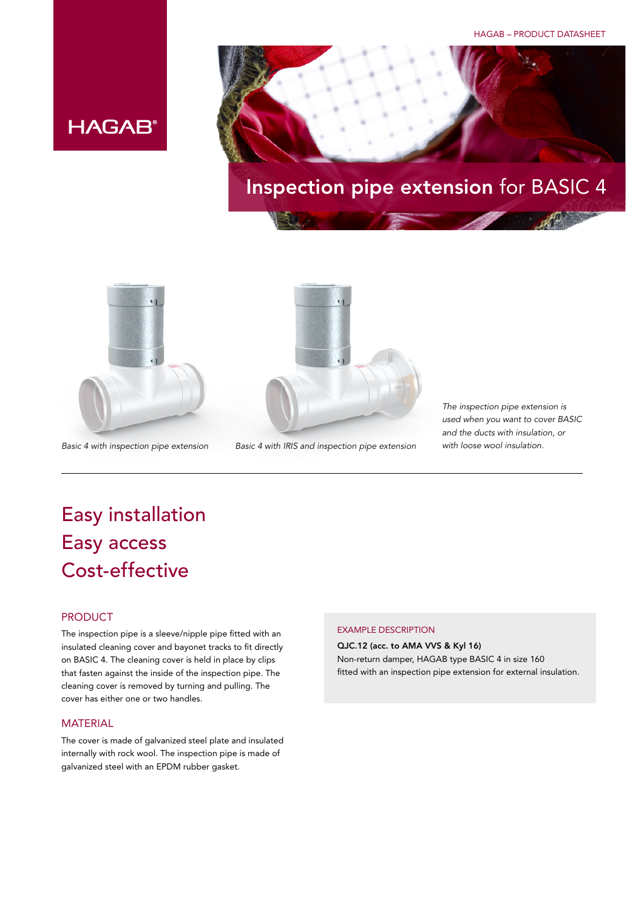# Inspection pipe extension for BASIC 4

*Basic 4 with inspection pipe extension*

*Basic 4 with IRIS and inspection pipe extension*

*The inspection pipe extension is used when you want to cover BASIC and the ducts with insulation, or with loose wool insulation.*

## Easy installation
## Easy access
## Cost-effective

### PRODUCT

The inspection pipe is a sleeve/nipple pipe fitted with an insulated cleaning cover and bayonet tracks to fit directly on BASIC 4. The cleaning cover is held in place by clips that fasten against the inside of the inspection pipe. The cleaning cover is removed by turning and pulling. The cover has either one or two handles.

### MATERIAL

The cover is made of galvanized steel plate and insulated internally with rock wool. The inspection pipe is made of galvanized steel with an EPDM rubber gasket.

### EXAMPLE DESCRIPTION

**QJC.12 (acc. to AMA VVS & Kyl 16)**
Non-return damper, HAGAB type BASIC 4 in size 160 fitted with an inspection pipe extension for external insulation.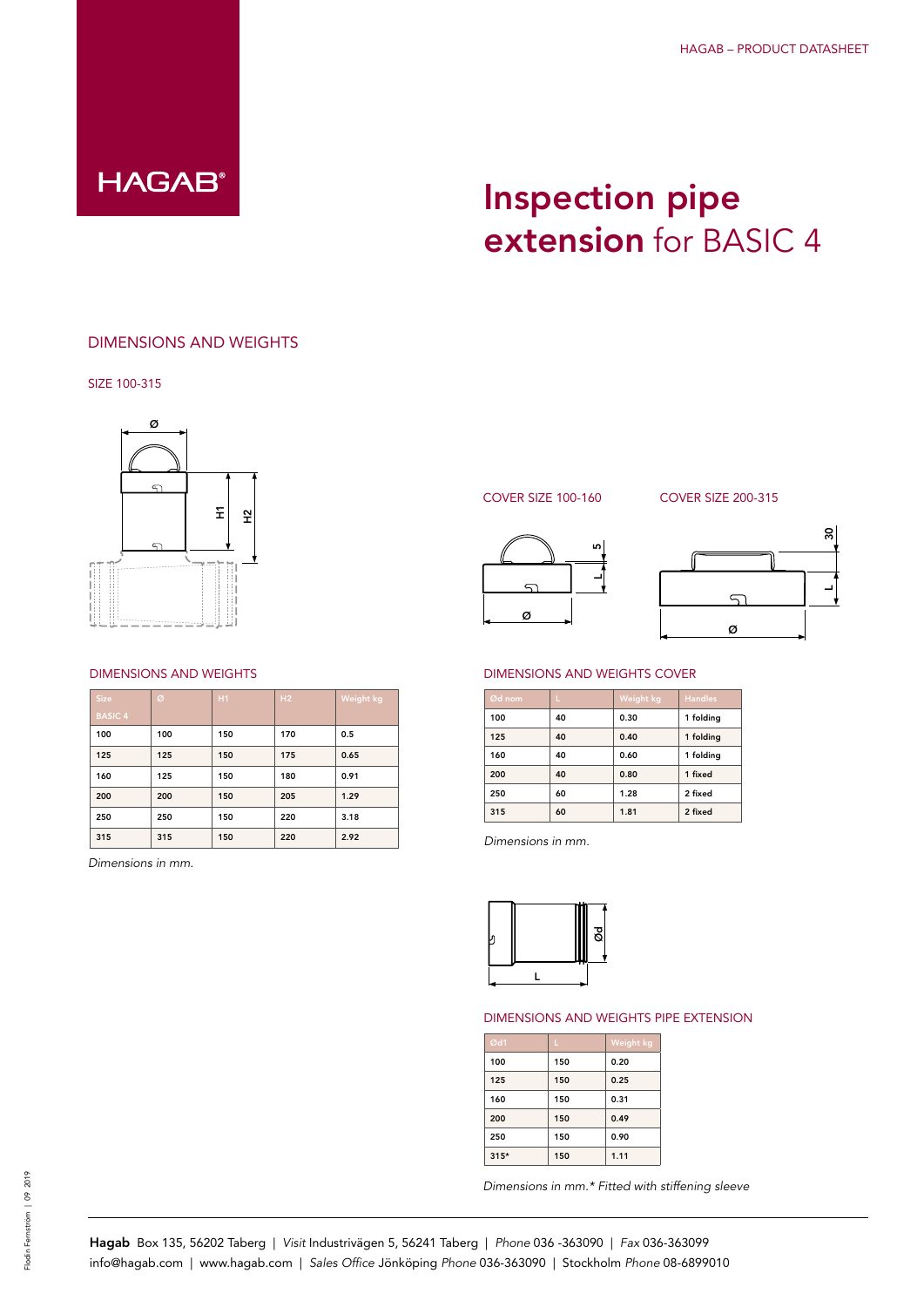HAGAB®

# Inspection pipe extension for BASIC 4

## DIMENSIONS AND WEIGHTS

SIZE 100-315

Ø

H1

H2

COVER SIZE 100-160

COVER SIZE 200-315

5

L

Ø

30

L

Ø

### DIMENSIONS AND WEIGHTS

| Size BASIC 4 | Ø | H1 | H2 | Weight kg |
|---|---|---|---|---|
| 100 | 100 | 150 | 170 | 0.5 |
| 125 | 125 | 150 | 175 | 0.65 |
| 160 | 125 | 150 | 180 | 0.91 |
| 200 | 200 | 150 | 205 | 1.29 |
| 250 | 250 | 150 | 220 | 3.18 |
| 315 | 315 | 150 | 220 | 2.92 |

*Dimensions in mm.*

### DIMENSIONS AND WEIGHTS COVER

| Ød nom | L | Weight kg | Handles |
|---|---|---|---|
| 100 | 40 | 0.30 | 1 folding |
| 125 | 40 | 0.40 | 1 folding |
| 160 | 40 | 0.60 | 1 folding |
| 200 | 40 | 0.80 | 1 fixed |
| 250 | 60 | 1.28 | 2 fixed |
| 315 | 60 | 1.81 | 2 fixed |

*Dimensions in mm.*

Ød

L

### DIMENSIONS AND WEIGHTS PIPE EXTENSION

| Ød1 | L | Weight kg |
|---|---|---|
| 100 | 150 | 0.20 |
| 125 | 150 | 0.25 |
| 160 | 150 | 0.31 |
| 200 | 150 | 0.49 |
| 250 | 150 | 0.90 |
| 315* | 150 | 1.11 |

*Dimensions in mm.* * *Fitted with stiffening sleeve*

**Hagab** Box 135, 56202 Taberg | *Visit* Industrivägen 5, 56241 Taberg | *Phone* 036 -363090 | *Fax* 036-363099
info@hagab.com | www.hagab.com | *Sales Office* Jönköping *Phone* 036-363090 | Stockholm *Phone* 08-6899010